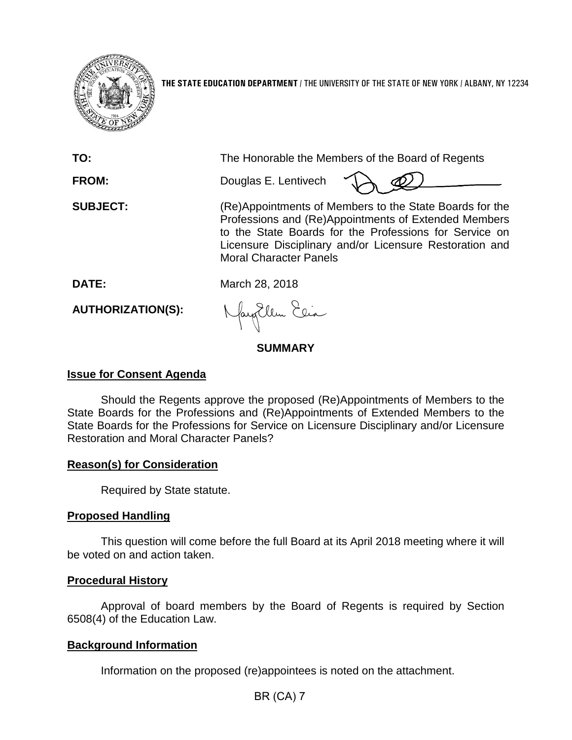THE STATE EDUCATION DEPARTMENT / THE UNIVERSITY OF THE STATE OF NEW YORK / ALBANY, NY 12234

| | |
|---|---|
| **TO:** | The Honorable the Members of the Board of Regents |
| **FROM:** | Douglas E. Lentivech |
| **SUBJECT:** | (Re)Appointments of Members to the State Boards for the Professions and (Re)Appointments of Extended Members to the State Boards for the Professions for Service on Licensure Disciplinary and/or Licensure Restoration and Moral Character Panels |
| **DATE:** | March 28, 2018 |
| **AUTHORIZATION(S):** | |

## SUMMARY

### Issue for Consent Agenda

Should the Regents approve the proposed (Re)Appointments of Members to the State Boards for the Professions and (Re)Appointments of Extended Members to the State Boards for the Professions for Service on Licensure Disciplinary and/or Licensure Restoration and Moral Character Panels?

### Reason(s) for Consideration

Required by State statute.

### Proposed Handling

This question will come before the full Board at its April 2018 meeting where it will be voted on and action taken.

### Procedural History

Approval of board members by the Board of Regents is required by Section 6508(4) of the Education Law.

### Background Information

Information on the proposed (re)appointees is noted on the attachment.

BR (CA) 7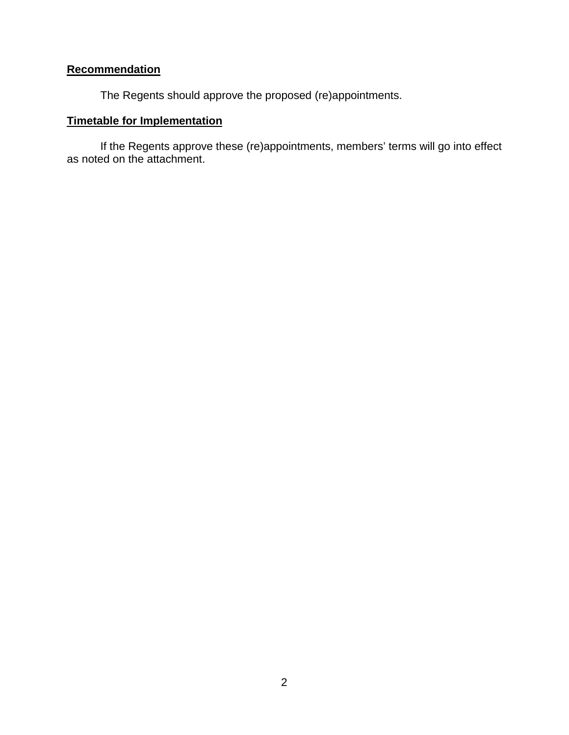**Recommendation**

The Regents should approve the proposed (re)appointments.

**Timetable for Implementation**

If the Regents approve these (re)appointments, members' terms will go into effect as noted on the attachment.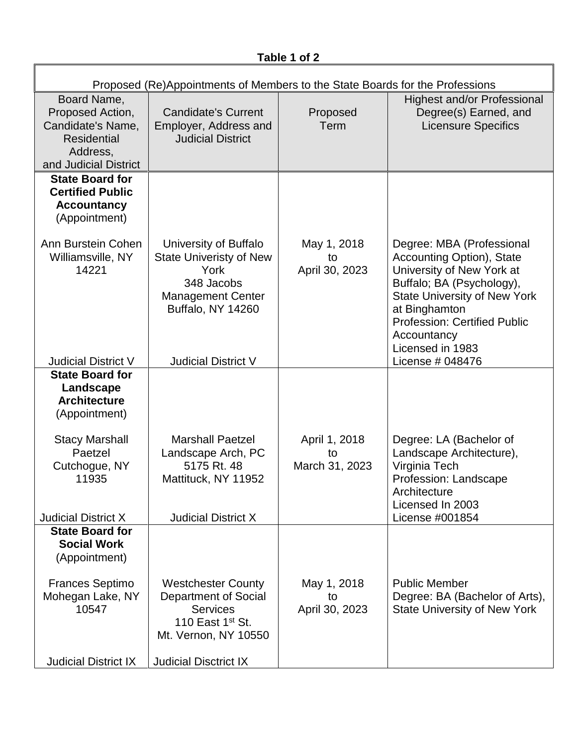**Table 1 of 2**

| Proposed (Re)Appointments of Members to the State Boards for the Professions | | | |
|---|---|---|---|
| Board Name, Proposed Action, Candidate's Name, Residential Address, and Judicial District | Candidate's Current Employer, Address and Judicial District | Proposed Term | Highest and/or Professional Degree(s) Earned, and Licensure Specifics |
| **State Board for Certified Public Accountancy** (Appointment)<br><br>Ann Burstein Cohen<br>Williamsville, NY 14221<br><br>Judicial District V | University of Buffalo State Univeristy of New York<br>348 Jacobs Management Center<br>Buffalo, NY 14260<br><br>Judicial District V | May 1, 2018 to April 30, 2023 | Degree: MBA (Professional Accounting Option), State University of New York at Buffalo; BA (Psychology), State University of New York at Binghamton<br>Profession: Certified Public Accountancy<br>Licensed in 1983<br>License # 048476 |
| **State Board for Landscape Architecture** (Appointment)<br><br>Stacy Marshall Paetzel<br>Cutchogue, NY 11935<br><br>Judicial District X | Marshall Paetzel Landscape Arch, PC<br>5175 Rt. 48<br>Mattituck, NY 11952<br><br>Judicial District X | April 1, 2018 to March 31, 2023 | Degree: LA (Bachelor of Landscape Architecture), Virginia Tech<br>Profession: Landscape Architecture<br>Licensed In 2003<br>License #001854 |
| **State Board for Social Work** (Appointment)<br><br>Frances Septimo<br>Mohegan Lake, NY 10547<br><br>Judicial District IX | Westchester County Department of Social Services<br>110 East 1st St.<br>Mt. Vernon, NY 10550<br><br>Judicial Disctrict IX | May 1, 2018 to April 30, 2023 | Public Member<br>Degree: BA (Bachelor of Arts), State University of New York |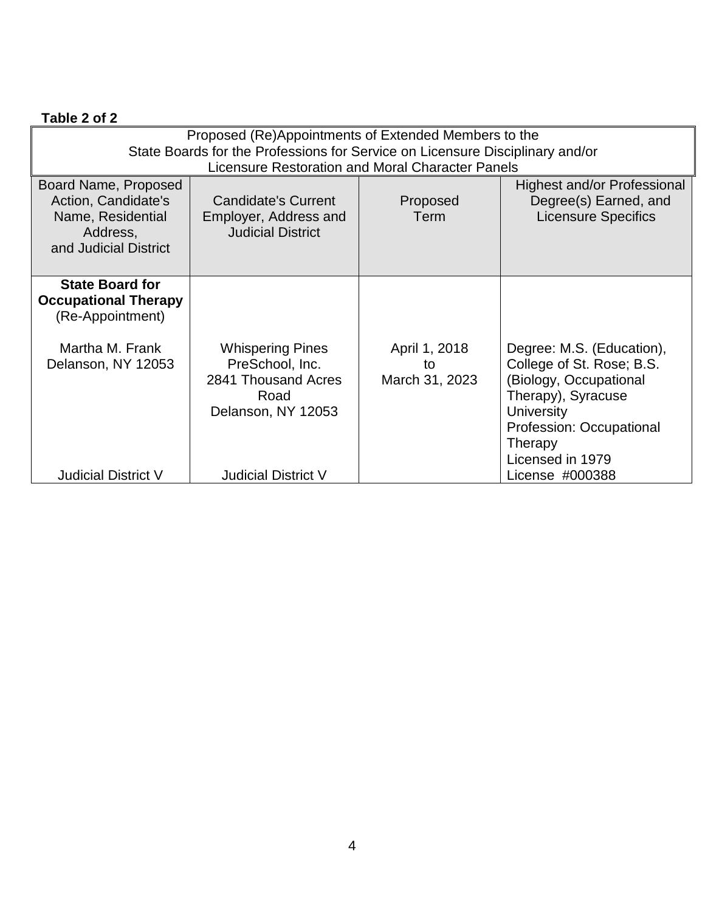**Table 2 of 2**

| Proposed (Re)Appointments of Extended Members to the State Boards for the Professions for Service on Licensure Disciplinary and/or Licensure Restoration and Moral Character Panels | | | |
|---|---|---|---|
| Board Name, Proposed Action, Candidate's Name, Residential Address, and Judicial District | Candidate's Current Employer, Address and Judicial District | Proposed Term | Highest and/or Professional Degree(s) Earned, and Licensure Specifics |
| **State Board for Occupational Therapy** (Re-Appointment)<br><br>Martha M. Frank<br>Delanson, NY 12053<br><br>Judicial District V | Whispering Pines PreSchool, Inc.<br>2841 Thousand Acres Road<br>Delanson, NY 12053<br><br>Judicial District V | April 1, 2018 to March 31, 2023 | Degree: M.S. (Education), College of St. Rose; B.S. (Biology, Occupational Therapy), Syracuse University<br>Profession: Occupational Therapy<br>Licensed in 1979<br>License #000388 |